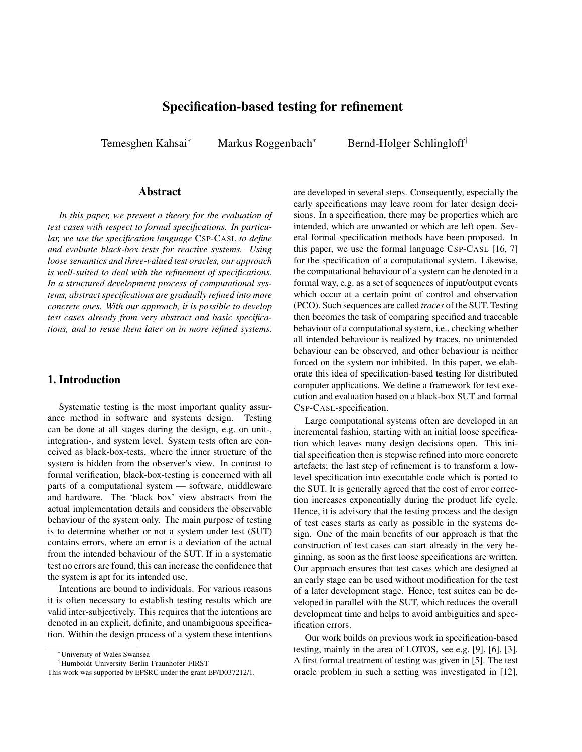# Specification-based testing for refinement

Temesghen Kahsai[*] Markus Roggenbach[*] Bernd-Holger Schlingloff[†]

## Abstract

*In this paper, we present a theory for the evaluation of test cases with respect to formal specifications. In particular, we use the specification language* CSP-CASL *to define and evaluate black-box tests for reactive systems. Using loose semantics and three-valued test oracles, our approach is well-suited to deal with the refinement of specifications. In a structured development process of computational systems, abstract specifications are gradually refined into more concrete ones. With our approach, it is possible to develop test cases already from very abstract and basic specifications, and to reuse them later on in more refined systems.*

## 1. Introduction

Systematic testing is the most important quality assurance method in software and systems design. Testing can be done at all stages during the design, e.g. on unit-, integration-, and system level. System tests often are conceived as black-box-tests, where the inner structure of the system is hidden from the observer's view. In contrast to formal verification, black-box-testing is concerned with all parts of a computational system — software, middleware and hardware. The 'black box' view abstracts from the actual implementation details and considers the observable behaviour of the system only. The main purpose of testing is to determine whether or not a system under test (SUT) contains errors, where an error is a deviation of the actual from the intended behaviour of the SUT. If in a systematic test no errors are found, this can increase the confidence that the system is apt for its intended use.

Intentions are bound to individuals. For various reasons it is often necessary to establish testing results which are valid inter-subjectively. This requires that the intentions are denoted in an explicit, definite, and unambiguous specification. Within the design process of a system these intentions are developed in several steps. Consequently, especially the early specifications may leave room for later design decisions. In a specification, there may be properties which are intended, which are unwanted or which are left open. Several formal specification methods have been proposed. In this paper, we use the formal language CSP-CASL [16, 7] for the specification of a computational system. Likewise, the computational behaviour of a system can be denoted in a formal way, e.g. as a set of sequences of input/output events which occur at a certain point of control and observation (PCO). Such sequences are called *traces* of the SUT. Testing then becomes the task of comparing specified and traceable behaviour of a computational system, i.e., checking whether all intended behaviour is realized by traces, no unintended behaviour can be observed, and other behaviour is neither forced on the system nor inhibited. In this paper, we elaborate this idea of specification-based testing for distributed computer applications. We define a framework for test execution and evaluation based on a black-box SUT and formal CSP-CASL-specification.

Large computational systems often are developed in an incremental fashion, starting with an initial loose specification which leaves many design decisions open. This initial specification then is stepwise refined into more concrete artefacts; the last step of refinement is to transform a low-level specification into executable code which is ported to the SUT. It is generally agreed that the cost of error correction increases exponentially during the product life cycle. Hence, it is advisory that the testing process and the design of test cases starts as early as possible in the systems design. One of the main benefits of our approach is that the construction of test cases can start already in the very beginning, as soon as the first loose specifications are written. Our approach ensures that test cases which are designed at an early stage can be used without modification for the test of a later development stage. Hence, test suites can be developed in parallel with the SUT, which reduces the overall development time and helps to avoid ambiguities and specification errors.

Our work builds on previous work in specification-based testing, mainly in the area of LOTOS, see e.g. [9], [6], [3]. A first formal treatment of testing was given in [5]. The test oracle problem in such a setting was investigated in [12],

---

[*] University of Wales Swansea

[†] Humboldt University Berlin Fraunhofer FIRST

This work was supported by EPSRC under the grant EP/D037212/1.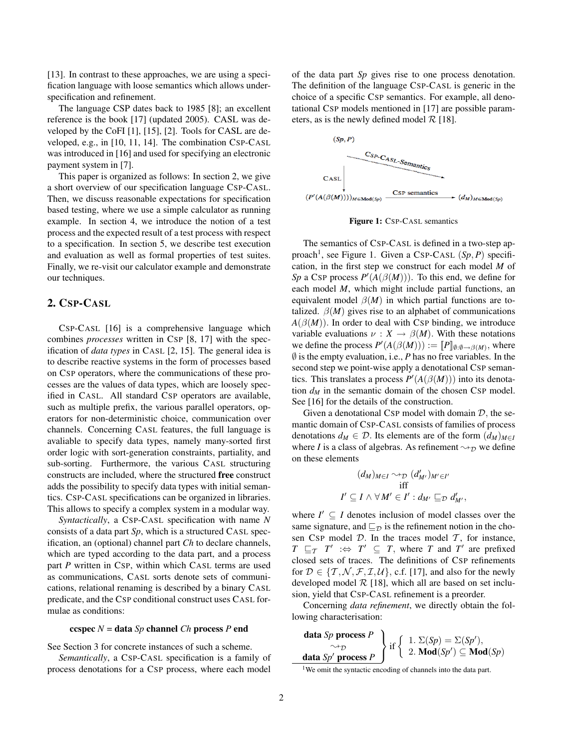[13]. In contrast to these approaches, we are using a specification language with loose semantics which allows underspecification and refinement.

The language CSP dates back to 1985 [8]; an excellent reference is the book [17] (updated 2005). CASL was developed by the CoFI [1], [15], [2]. Tools for CASL are developed, e.g., in [10, 11, 14]. The combination CSP-CASL was introduced in [16] and used for specifying an electronic payment system in [7].

This paper is organized as follows: In section 2, we give a short overview of our specification language CSP-CASL. Then, we discuss reasonable expectations for specification based testing, where we use a simple calculator as running example. In section 4, we introduce the notion of a test process and the expected result of a test process with respect to a specification. In section 5, we describe test execution and evaluation as well as formal properties of test suites. Finally, we re-visit our calculator example and demonstrate our techniques.

## 2. CSP-CASL

CSP-CASL [16] is a comprehensive language which combines *processes* written in CSP [8, 17] with the specification of *data types* in CASL [2, 15]. The general idea is to describe reactive systems in the form of processes based on CSP operators, where the communications of these processes are the values of data types, which are loosely specified in CASL. All standard CSP operators are available, such as multiple prefix, the various parallel operators, operators for non-deterministic choice, communication over channels. Concerning CASL features, the full language is avaliable to specify data types, namely many-sorted first order logic with sort-generation constraints, partiality, and sub-sorting. Furthermore, the various CASL structuring constructs are included, where the structured **free** construct adds the possibility to specify data types with initial semantics. CSP-CASL specifications can be organized in libraries. This allows to specify a complex system in a modular way.

*Syntactically*, a CSP-CASL specification with name $N$ consists of a data part $Sp$, which is a structured CASL specification, an (optional) channel part $Ch$ to declare channels, which are typed according to the data part, and a process part $P$ written in CSP, within which CASL terms are used as communications, CASL sorts denote sets of communications, relational renaming is described by a binary CASL predicate, and the CSP conditional construct uses CASL formulae as conditions:

**ccspec** $N$ = **data** $Sp$ **channel** $Ch$ **process** $P$ **end**

See Section 3 for concrete instances of such a scheme.

*Semantically*, a CSP-CASL specification is a family of process denotations for a CSP process, where each model of the data part $Sp$ gives rise to one process denotation. The definition of the language CSP-CASL is generic in the choice of a specific CSP semantics. For example, all denotational CSP models mentioned in [17] are possible parameters, as is the newly defined model $\mathcal{R}$ [18].

$(Sp, P)$ —CSP-CASL-Semantics→ ; CASL ↓ $(P'(A(\beta(M))))_{M\in \mathbf{Mod}(Sp)}$ —CSP semantics→ $(d_M)_{M\in \mathbf{Mod}(Sp)}$

**Figure 1:** CSP-CASL semantics

The semantics of CSP-CASL is defined in a two-step approach[1], see Figure 1. Given a CSP-CASL $(Sp, P)$ specification, in the first step we construct for each model $M$ of $Sp$ a CSP process $P'(A(\beta(M)))$. To this end, we define for each model $M$, which might include partial functions, an equivalent model $\beta(M)$ in which partial functions are totalized. $\beta(M)$ gives rise to an alphabet of communications $A(\beta(M))$. In order to deal with CSP binding, we introduce variable evaluations $\nu : X \to \beta(M)$. With these notations we define the process $P'(A(\beta(M))) := [\![P]\!]_{\emptyset:\emptyset\to\beta(M)}$, where $\emptyset$ is the empty evaluation, i.e., $P$ has no free variables. In the second step we point-wise apply a denotational CSP semantics. This translates a process $P'(A(\beta(M)))$ into its denotation $d_M$ in the semantic domain of the chosen CSP model. See [16] for the details of the construction.

Given a denotational CSP model with domain $\mathcal{D}$, the semantic domain of CSP-CASL consists of families of process denotations $d_M \in \mathcal{D}$. Its elements are of the form $(d_M)_{M\in I}$ where $I$ is a class of algebras. As refinement $\rightsquigarrow_{\mathcal{D}}$ we define on these elements

$$(d_M)_{M\in I} \rightsquigarrow_{\mathcal{D}} (d'_{M'})_{M'\in I'}$$
$$\text{iff}$$
$$I' \subseteq I \wedge \forall M' \in I' : d_{M'} \sqsubseteq_{\mathcal{D}} d'_{M'},$$

where $I' \subseteq I$ denotes inclusion of model classes over the same signature, and $\sqsubseteq_{\mathcal{D}}$ is the refinement notion in the chosen CSP model $\mathcal{D}$. In the traces model $\mathcal{T}$, for instance, $T \sqsubseteq_{\mathcal{T}} T' :\Leftrightarrow T' \subseteq T$, where $T$ and $T'$ are prefixed closed sets of traces. The definitions of CSP refinements for $\mathcal{D} \in \{\mathcal{T}, \mathcal{N}, \mathcal{F}, \mathcal{I}, \mathcal{U}\}$, c.f. [17], and also for the newly developed model $\mathcal{R}$ [18], which all are based on set inclusion, yield that CSP-CASL refinement is a preorder.

Concerning *data refinement*, we directly obtain the following characterisation:

$$\left.\begin{array}{c}\textbf{data } Sp \textbf{ process } P\\ \rightsquigarrow_{\mathcal{D}}\\ \textbf{data } Sp' \textbf{ process } P\end{array}\right\} \text{if} \left\{\begin{array}{l}1.\ \Sigma(Sp) = \Sigma(Sp'),\\ 2.\ \mathbf{Mod}(Sp') \subseteq \mathbf{Mod}(Sp)\end{array}\right.$$

[1] We omit the syntactic encoding of channels into the data part.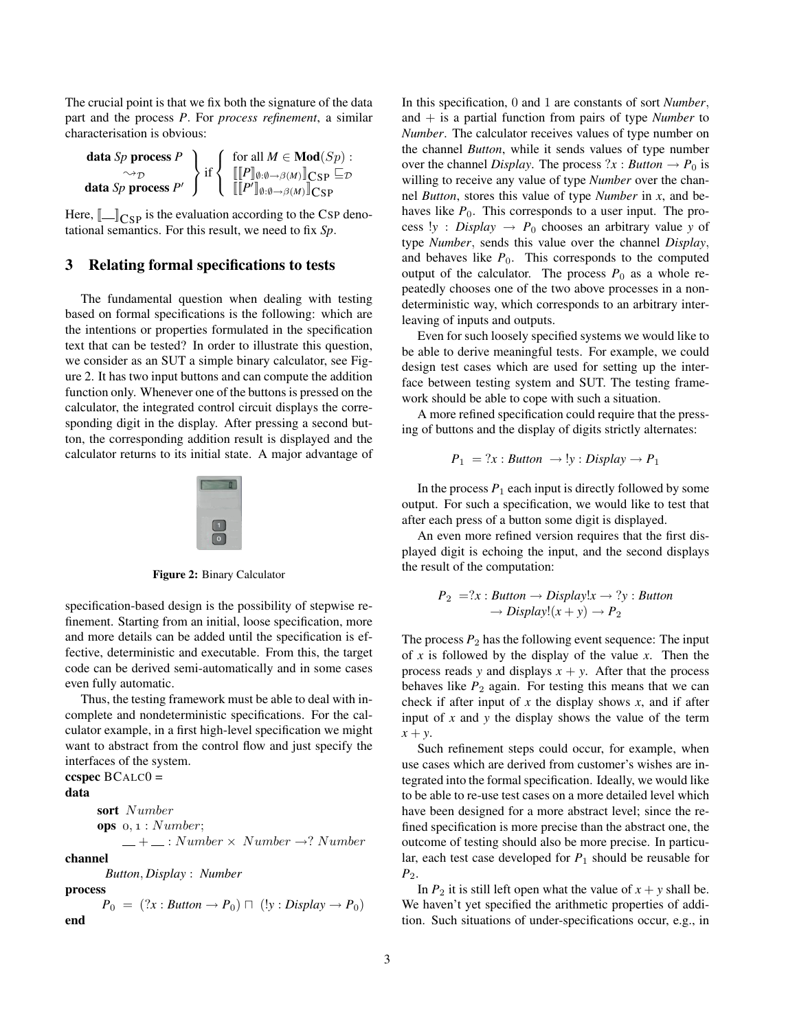The crucial point is that we fix both the signature of the data part and the process $P$. For *process refinement*, a similar characterisation is obvious:

$$\left.\begin{array}{c}\textbf{data } Sp \textbf{ process } P\\ \leadsto_{\mathcal{D}}\\ \textbf{data } Sp \textbf{ process } P'\end{array}\right\} \text{if} \left\{\begin{array}{l}\text{for all } M \in \textbf{Mod}(Sp):\\ [\![ [\![P]\!]_{\emptyset:\emptyset\to\beta(M)} ]\!]_{\text{CSP}} \sqsubseteq_{\mathcal{D}}\\ [\![ [\![P']\!]_{\emptyset:\emptyset\to\beta(M)} ]\!]_{\text{CSP}}\end{array}\right.$$

Here, $[\![\_\_]\!]_{\text{CSP}}$ is the evaluation according to the CSP denotational semantics. For this result, we need to fix *Sp*.

## 3 Relating formal specifications to tests

The fundamental question when dealing with testing based on formal specifications is the following: which are the intentions or properties formulated in the specification text that can be tested? In order to illustrate this question, we consider as an SUT a simple binary calculator, see Figure 2. It has two input buttons and can compute the addition function only. Whenever one of the buttons is pressed on the calculator, the integrated control circuit displays the corresponding digit in the display. After pressing a second button, the corresponding addition result is displayed and the calculator returns to its initial state. A major advantage of

**Figure 2:** Binary Calculator

specification-based design is the possibility of stepwise refinement. Starting from an initial, loose specification, more and more details can be added until the specification is effective, deterministic and executable. From this, the target code can be derived semi-automatically and in some cases even fully automatic.

Thus, the testing framework must be able to deal with incomplete and nondeterministic specifications. For the calculator example, in a first high-level specification we might want to abstract from the control flow and just specify the interfaces of the system.

**ccspec** BCALC0 =
**data**
  **sort** *Number*
  **ops** 0, 1 : *Number*;
    \_\_ + \_\_ : *Number* × *Number* →? *Number*
**channel**
  *Button*, *Display* : *Number*
**process**
  $P_0 = (?x : \mathit{Button} \to P_0) \sqcap (!y : \mathit{Display} \to P_0)$
**end**

In this specification, 0 and 1 are constants of sort *Number*, and + is a partial function from pairs of type *Number* to *Number*. The calculator receives values of type number on the channel *Button*, while it sends values of type number over the channel *Display*. The process $?x : \mathit{Button} \to P_0$ is willing to receive any value of type *Number* over the channel *Button*, stores this value of type *Number* in $x$, and behaves like $P_0$. This corresponds to a user input. The process $!y : \mathit{Display} \to P_0$ chooses an arbitrary value $y$ of type *Number*, sends this value over the channel *Display*, and behaves like $P_0$. This corresponds to the computed output of the calculator. The process $P_0$ as a whole repeatedly chooses one of the two above processes in a nondeterministic way, which corresponds to an arbitrary interleaving of inputs and outputs.

Even for such loosely specified systems we would like to be able to derive meaningful tests. For example, we could design test cases which are used for setting up the interface between testing system and SUT. The testing framework should be able to cope with such a situation.

A more refined specification could require that the pressing of buttons and the display of digits strictly alternates:

$$P_1 = ?x : \mathit{Button} \to !y : \mathit{Display} \to P_1$$

In the process $P_1$ each input is directly followed by some output. For such a specification, we would like to test that after each press of a button some digit is displayed.

An even more refined version requires that the first displayed digit is echoing the input, and the second displays the result of the computation:

$$P_2 = ?x : \mathit{Button} \to \mathit{Display}!x \to ?y : \mathit{Button} \to \mathit{Display}!(x+y) \to P_2$$

The process $P_2$ has the following event sequence: The input of $x$ is followed by the display of the value $x$. Then the process reads $y$ and displays $x + y$. After that the process behaves like $P_2$ again. For testing this means that we can check if after input of $x$ the display shows $x$, and if after input of $x$ and $y$ the display shows the value of the term $x + y$.

Such refinement steps could occur, for example, when use cases which are derived from customer's wishes are integrated into the formal specification. Ideally, we would like to be able to re-use test cases on a more detailed level which have been designed for a more abstract level; since the refined specification is more precise than the abstract one, the outcome of testing should also be more precise. In particular, each test case developed for $P_1$ should be reusable for $P_2$.

In $P_2$ it is still left open what the value of $x + y$ shall be. We haven't yet specified the arithmetic properties of addition. Such situations of under-specifications occur, e.g., in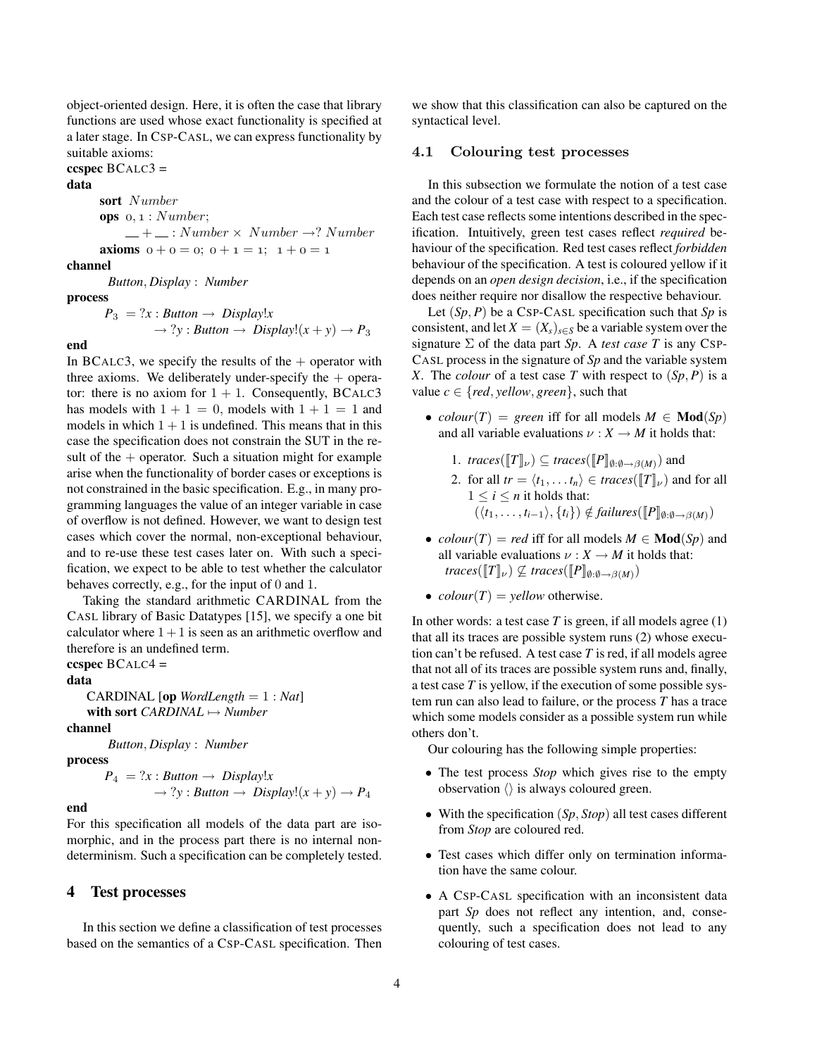object-oriented design. Here, it is often the case that library functions are used whose exact functionality is specified at a later stage. In CSP-CASL, we can express functionality by suitable axioms:

**ccspec** BCALC3 =
**data**
  **sort** $Number$
  **ops** $0, 1 : Number$;
    $\_\_ + \_\_ : Number \times Number \to ? \; Number$
  **axioms** $0 + 0 = 0$; $0 + 1 = 1$; $1 + 0 = 1$
**channel**
  $Button, Display : Number$
**process**
  $P_3 = ?x : Button \to Display!x$
    $\to ?y : Button \to Display!(x + y) \to P_3$
**end**

In BCALC3, we specify the results of the $+$ operator with three axioms. We deliberately under-specify the $+$ operator: there is no axiom for $1 + 1$. Consequently, BCALC3 has models with $1 + 1 = 0$, models with $1 + 1 = 1$ and models in which $1 + 1$ is undefined. This means that in this case the specification does not constrain the SUT in the result of the $+$ operator. Such a situation might for example arise when the functionality of border cases or exceptions is not constrained in the basic specification. E.g., in many programming languages the value of an integer variable in case of overflow is not defined. However, we want to design test cases which cover the normal, non-exceptional behaviour, and to re-use these test cases later on. With such a specification, we expect to be able to test whether the calculator behaves correctly, e.g., for the input of 0 and 1.

Taking the standard arithmetic CARDINAL from the CASL library of Basic Datatypes [15], we specify a one bit calculator where $1 + 1$ is seen as an arithmetic overflow and therefore is an undefined term.

**ccspec** BCALC4 =
**data**
  CARDINAL [**op** $WordLength = 1 : Nat$]
  **with sort** $CARDINAL \mapsto Number$
**channel**
  $Button, Display : Number$
**process**
  $P_4 = ?x : Button \to Display!x$
    $\to ?y : Button \to Display!(x + y) \to P_4$
**end**

For this specification all models of the data part are isomorphic, and in the process part there is no internal nondeterminism. Such a specification can be completely tested.

## 4 Test processes

In this section we define a classification of test processes based on the semantics of a CSP-CASL specification. Then we show that this classification can also be captured on the syntactical level.

### 4.1 Colouring test processes

In this subsection we formulate the notion of a test case and the colour of a test case with respect to a specification. Each test case reflects some intentions described in the specification. Intuitively, green test cases reflect *required* behaviour of the specification. Red test cases reflect *forbidden* behaviour of the specification. A test is coloured yellow if it depends on an *open design decision*, i.e., if the specification does neither require nor disallow the respective behaviour.

Let $(Sp, P)$ be a CSP-CASL specification such that $Sp$ is consistent, and let $X = (X_s)_{s \in S}$ be a variable system over the signature $\Sigma$ of the data part $Sp$. A *test case* $T$ is any CSP-CASL process in the signature of $Sp$ and the variable system $X$. The *colour* of a test case $T$ with respect to $(Sp, P)$ is a value $c \in \{red, yellow, green\}$, such that

- $colour(T) = green$ iff for all models $M \in \mathbf{Mod}(Sp)$ and all variable evaluations $\nu : X \to M$ it holds that:
  1. $traces([\![T]\!]_\nu) \subseteq traces([\![P]\!]_{\emptyset:\emptyset \to \beta(M)})$ and
  2. for all $tr = \langle t_1, \ldots t_n \rangle \in traces([\![T]\!]_\nu)$ and for all $1 \le i \le n$ it holds that:
     $(\langle t_1, \ldots, t_{i-1} \rangle, \{t_i\}) \notin failures([\![P]\!]_{\emptyset:\emptyset \to \beta(M)})$
- $colour(T) = red$ iff for all models $M \in \mathbf{Mod}(Sp)$ and all variable evaluations $\nu : X \to M$ it holds that: $traces([\![T]\!]_\nu) \not\subseteq traces([\![P]\!]_{\emptyset:\emptyset \to \beta(M)})$
- $colour(T) = yellow$ otherwise.

In other words: a test case $T$ is green, if all models agree (1) that all its traces are possible system runs (2) whose execution can't be refused. A test case $T$ is red, if all models agree that not all of its traces are possible system runs and, finally, a test case $T$ is yellow, if the execution of some possible system run can also lead to failure, or the process $T$ has a trace which some models consider as a possible system run while others don't.

Our colouring has the following simple properties:

- The test process *Stop* which gives rise to the empty observation $\langle\rangle$ is always coloured green.
- With the specification $(Sp, Stop)$ all test cases different from *Stop* are coloured red.
- Test cases which differ only on termination information have the same colour.
- A CSP-CASL specification with an inconsistent data part $Sp$ does not reflect any intention, and, consequently, such a specification does not lead to any colouring of test cases.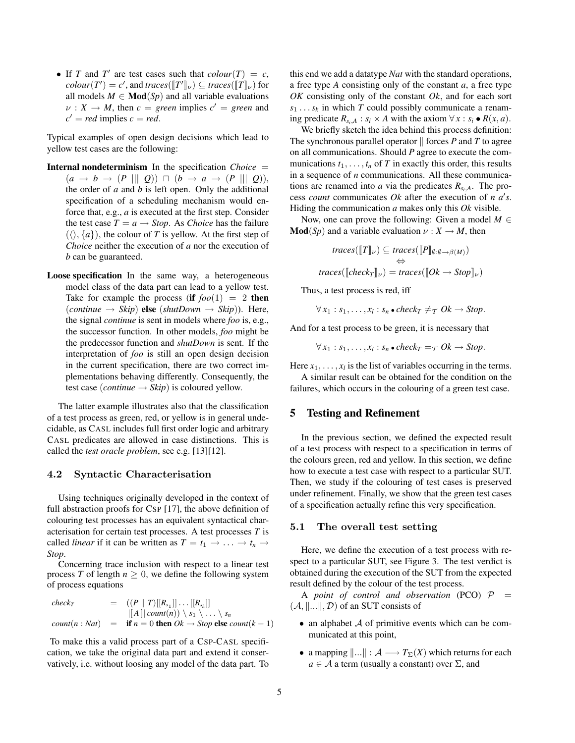- If $T$ and $T'$ are test cases such that $colour(T) = c$, $colour(T') = c'$, and $traces([\![T']\!]_\nu) \subseteq traces([\![T]\!]_\nu)$ for all models $M \in \mathbf{Mod}(Sp)$ and all variable evaluations $\nu : X \rightarrow M$, then $c = green$ implies $c' = green$ and $c' = red$ implies $c = red$.

Typical examples of open design decisions which lead to yellow test cases are the following:

**Internal nondeterminism** In the specification $Choice = (a \rightarrow b \rightarrow (P \mid\mid\mid Q)) \sqcap (b \rightarrow a \rightarrow (P \mid\mid\mid Q))$, the order of $a$ and $b$ is left open. Only the additional specification of a scheduling mechanism would enforce that, e.g., $a$ is executed at the first step. Consider the test case $T = a \rightarrow Stop$. As *Choice* has the failure $(\langle\rangle, \{a\})$, the colour of $T$ is yellow. At the first step of *Choice* neither the execution of $a$ nor the execution of $b$ can be guaranteed.

**Loose specification** In the same way, a heterogeneous model class of the data part can lead to a yellow test. Take for example the process (**if** $foo(1) = 2$ **then** $(continue \rightarrow Skip)$ **else** $(shutDown \rightarrow Skip)$). Here, the signal *continue* is sent in models where *foo* is, e.g., the successor function. In other models, *foo* might be the predecessor function and *shutDown* is sent. If the interpretation of *foo* is still an open design decision in the current specification, there are two correct implementations behaving differently. Consequently, the test case $(continue \rightarrow Skip)$ is coloured yellow.

The latter example illustrates also that the classification of a test process as green, red, or yellow is in general undecidable, as CASL includes full first order logic and arbitrary CASL predicates are allowed in case distinctions. This is called the *test oracle problem*, see e.g. [13][12].

### 4.2 Syntactic Characterisation

Using techniques originally developed in the context of full abstraction proofs for CSP [17], the above definition of colouring test processes has an equivalent syntactical characterisation for certain test processes. A test processes $T$ is called *linear* if it can be written as $T = t_1 \rightarrow \ldots \rightarrow t_n \rightarrow Stop$.

Concerning trace inclusion with respect to a linear test process $T$ of length $n \geq 0$, we define the following system of process equations

$$
\begin{aligned}
check_T &= ((P \parallel T)[[R_{s_1}]] \ldots [[R_{s_h}]] \\
&\qquad |[A]|\, count(n)) \setminus s_1 \setminus \ldots \setminus s_n \\
count(n : Nat) &= \textbf{if } n = 0 \textbf{ then } Ok \rightarrow Stop \textbf{ else } count(k-1)
\end{aligned}
$$

To make this a valid process part of a CSP-CASL specification, we take the original data part and extend it conservatively, i.e. without loosing any model of the data part. To this end we add a datatype *Nat* with the standard operations, a free type $A$ consisting only of the constant $a$, a free type *OK* consisting only of the constant *Ok*, and for each sort $s_1 \ldots s_k$ in which $T$ could possibly communicate a renaming predicate $R_{s_i,A} : s_i \times A$ with the axiom $\forall x : s_i \bullet R(x,a)$.

We briefly sketch the idea behind this process definition: The synchronous parallel operator $\parallel$ forces $P$ and $T$ to agree on all communications. Should $P$ agree to execute the communications $t_1, \ldots, t_n$ of $T$ in exactly this order, this results in a sequence of $n$ communications. All these communications are renamed into $a$ via the predicates $R_{s_i,A}$. The process *count* communicates *Ok* after the execution of $n$ $a'$s. Hiding the communication $a$ makes only this *Ok* visible.

Now, one can prove the following: Given a model $M \in \mathbf{Mod}(Sp)$ and a variable evaluation $\nu : X \rightarrow M$, then

$$
\begin{gathered}
traces([\![T]\!]_\nu) \subseteq traces([\![P]\!]_{\emptyset:\emptyset \rightarrow \beta(M)}) \\
\Leftrightarrow \\
traces([\![check_T]\!]_\nu) = traces([\![Ok \rightarrow Stop]\!]_\nu)
\end{gathered}
$$

Thus, a test process is red, iff

$$\forall\, x_1 : s_1, \ldots, x_l : s_n \bullet check_T \neq_{\mathcal{T}} Ok \rightarrow Stop.$$

And for a test process to be green, it is necessary that

$$\forall\, x_1 : s_1, \ldots, x_l : s_n \bullet check_T =_{\mathcal{T}} Ok \rightarrow Stop.$$

Here $x_1, \ldots, x_l$ is the list of variables occurring in the terms.

A similar result can be obtained for the condition on the failures, which occurs in the colouring of a green test case.

## 5 Testing and Refinement

In the previous section, we defined the expected result of a test process with respect to a specification in terms of the colours green, red and yellow. In this section, we define how to execute a test case with respect to a particular SUT. Then, we study if the colouring of test cases is preserved under refinement. Finally, we show that the green test cases of a specification actually refine this very specification.

### 5.1 The overall test setting

Here, we define the execution of a test process with respect to a particular SUT, see Figure 3. The test verdict is obtained during the execution of the SUT from the expected result defined by the colour of the test process.

A *point of control and observation* (PCO) $\mathcal{P} = (\mathcal{A}, \|...\|, \mathcal{D})$ of an SUT consists of

- an alphabet $\mathcal{A}$ of primitive events which can be communicated at this point,
- a mapping $\|...\| : \mathcal{A} \longrightarrow T_\Sigma(X)$ which returns for each $a \in \mathcal{A}$ a term (usually a constant) over $\Sigma$, and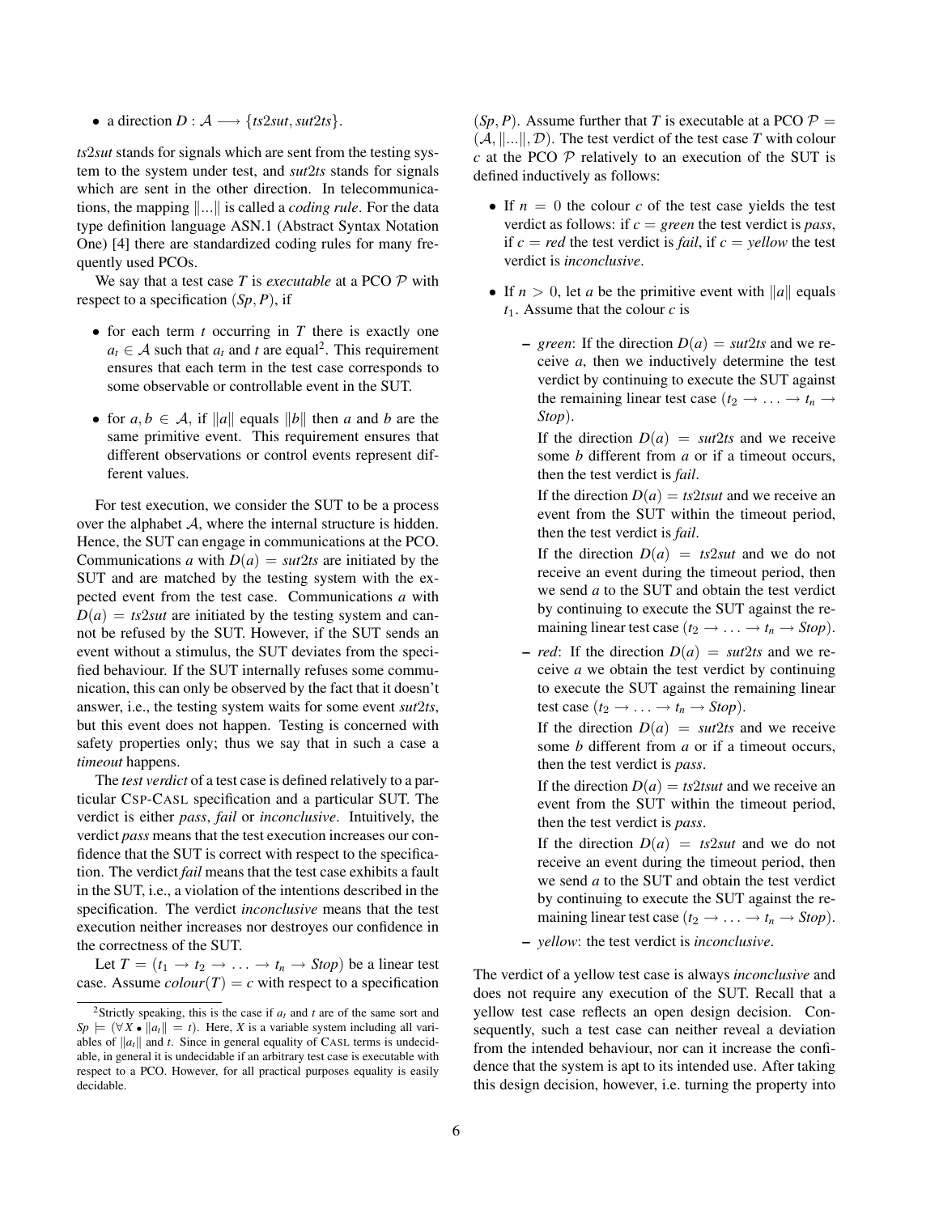- a direction $D : \mathcal{A} \longrightarrow \{ts2sut, sut2ts\}$.

*ts*2*sut* stands for signals which are sent from the testing system to the system under test, and *sut*2*ts* stands for signals which are sent in the other direction. In telecommunications, the mapping $\|...\|$ is called a *coding rule*. For the data type definition language ASN.1 (Abstract Syntax Notation One) [4] there are standardized coding rules for many frequently used PCOs.

We say that a test case $T$ is *executable* at a PCO $\mathcal{P}$ with respect to a specification $(Sp, P)$, if

- for each term $t$ occurring in $T$ there is exactly one $a_t \in \mathcal{A}$ such that $a_t$ and $t$ are equal[2]. This requirement ensures that each term in the test case corresponds to some observable or controllable event in the SUT.
- for $a, b \in \mathcal{A}$, if $\|a\|$ equals $\|b\|$ then $a$ and $b$ are the same primitive event. This requirement ensures that different observations or control events represent different values.

For test execution, we consider the SUT to be a process over the alphabet $\mathcal{A}$, where the internal structure is hidden. Hence, the SUT can engage in communications at the PCO. Communications $a$ with $D(a) = sut2ts$ are initiated by the SUT and are matched by the testing system with the expected event from the test case. Communications $a$ with $D(a) = ts2sut$ are initiated by the testing system and cannot be refused by the SUT. However, if the SUT sends an event without a stimulus, the SUT deviates from the specified behaviour. If the SUT internally refuses some communication, this can only be observed by the fact that it doesn't answer, i.e., the testing system waits for some event *sut*2*ts*, but this event does not happen. Testing is concerned with safety properties only; thus we say that in such a case a *timeout* happens.

The *test verdict* of a test case is defined relatively to a particular CSP-CASL specification and a particular SUT. The verdict is either *pass*, *fail* or *inconclusive*. Intuitively, the verdict *pass* means that the test execution increases our confidence that the SUT is correct with respect to the specification. The verdict *fail* means that the test case exhibits a fault in the SUT, i.e., a violation of the intentions described in the specification. The verdict *inconclusive* means that the test execution neither increases nor destroyes our confidence in the correctness of the SUT.

Let $T = (t_1 \rightarrow t_2 \rightarrow \ldots \rightarrow t_n \rightarrow Stop)$ be a linear test case. Assume $colour(T) = c$ with respect to a specification $(Sp, P)$. Assume further that $T$ is executable at a PCO $\mathcal{P} = (\mathcal{A}, \|...\|, \mathcal{D})$. The test verdict of the test case $T$ with colour $c$ at the PCO $\mathcal{P}$ relatively to an execution of the SUT is defined inductively as follows:

- If $n = 0$ the colour $c$ of the test case yields the test verdict as follows: if $c = green$ the test verdict is *pass*, if $c = red$ the test verdict is *fail*, if $c = yellow$ the test verdict is *inconclusive*.
- If $n > 0$, let $a$ be the primitive event with $\|a\|$ equals $t_1$. Assume that the colour $c$ is
  - *green*: If the direction $D(a) = sut2ts$ and we receive $a$, then we inductively determine the test verdict by continuing to execute the SUT against the remaining linear test case $(t_2 \rightarrow \ldots \rightarrow t_n \rightarrow Stop)$.

    If the direction $D(a) = sut2ts$ and we receive some $b$ different from $a$ or if a timeout occurs, then the test verdict is *fail*.

    If the direction $D(a) = ts2tsut$ and we receive an event from the SUT within the timeout period, then the test verdict is *fail*.

    If the direction $D(a) = ts2sut$ and we do not receive an event during the timeout period, then we send $a$ to the SUT and obtain the test verdict by continuing to execute the SUT against the remaining linear test case $(t_2 \rightarrow \ldots \rightarrow t_n \rightarrow Stop)$.
  - *red*: If the direction $D(a) = sut2ts$ and we receive $a$ we obtain the test verdict by continuing to execute the SUT against the remaining linear test case $(t_2 \rightarrow \ldots \rightarrow t_n \rightarrow Stop)$.

    If the direction $D(a) = sut2ts$ and we receive some $b$ different from $a$ or if a timeout occurs, then the test verdict is *pass*.

    If the direction $D(a) = ts2tsut$ and we receive an event from the SUT within the timeout period, then the test verdict is *pass*.

    If the direction $D(a) = ts2sut$ and we do not receive an event during the timeout period, then we send $a$ to the SUT and obtain the test verdict by continuing to execute the SUT against the remaining linear test case $(t_2 \rightarrow \ldots \rightarrow t_n \rightarrow Stop)$.
  - *yellow*: the test verdict is *inconclusive*.

The verdict of a yellow test case is always *inconclusive* and does not require any execution of the SUT. Recall that a yellow test case reflects an open design decision. Consequently, such a test case can neither reveal a deviation from the intended behaviour, nor can it increase the confidence that the system is apt to its intended use. After taking this design decision, however, i.e. turning the property into

[2] Strictly speaking, this is the case if $a_t$ and $t$ are of the same sort and $Sp \models (\forall X \bullet \|a_t\| = t)$. Here, $X$ is a variable system including all variables of $\|a_t\|$ and $t$. Since in general equality of CASL terms is undecidable, in general it is undecidable if an arbitrary test case is executable with respect to a PCO. However, for all practical purposes equality is easily decidable.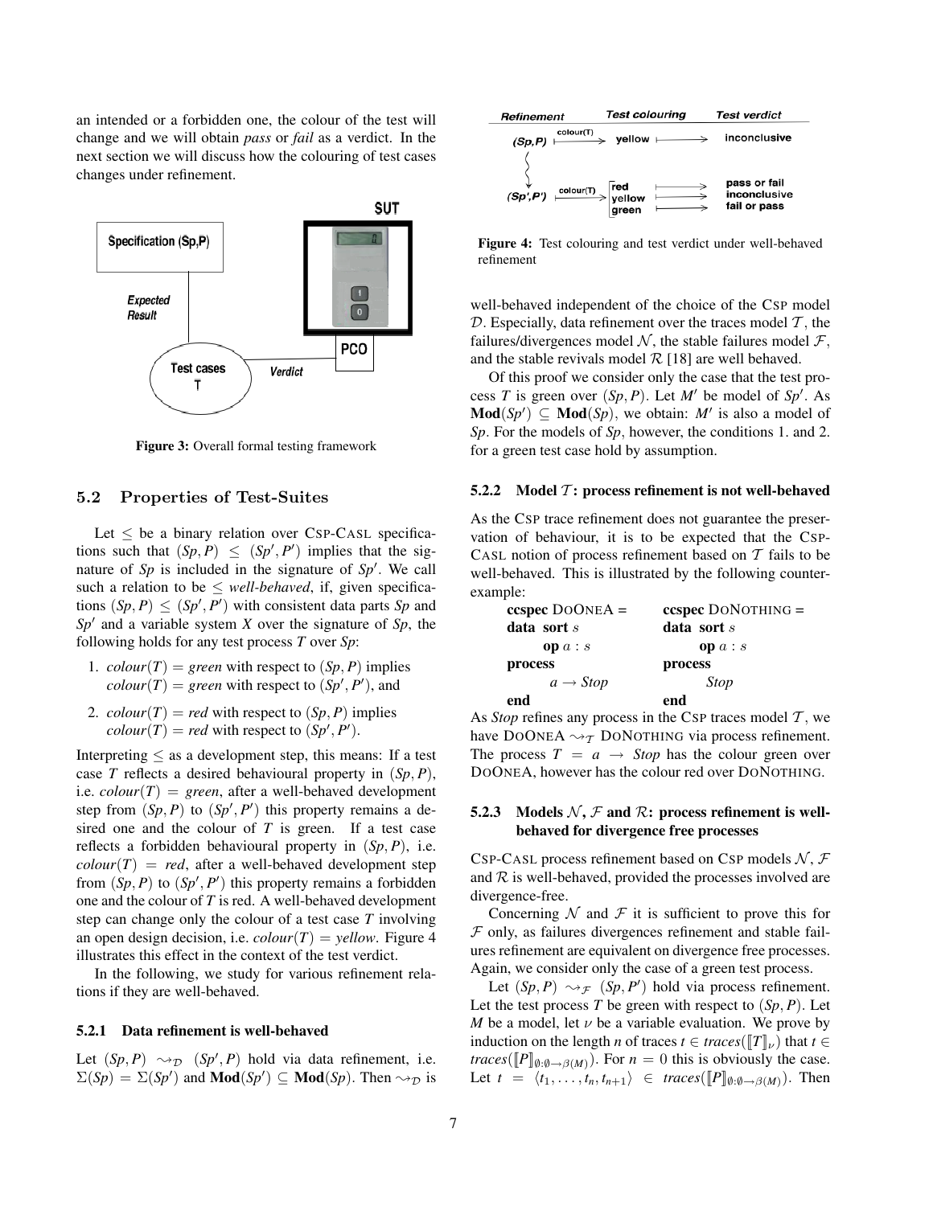an intended or a forbidden one, the colour of the test will change and we will obtain *pass* or *fail* as a verdict. In the next section we will discuss how the colouring of test cases changes under refinement.

Figure 3: Overall formal testing framework

### 5.2 Properties of Test-Suites

Let $\leq$ be a binary relation over CSP-CASL specifications such that $(Sp, P) \leq (Sp', P')$ implies that the signature of *Sp* is included in the signature of *Sp'*. We call such a relation to be $\leq$ *well-behaved*, if, given specifications $(Sp, P) \leq (Sp', P')$ with consistent data parts *Sp* and *Sp'* and a variable system *X* over the signature of *Sp*, the following holds for any test process *T* over *Sp*:

1. $colour(T) = green$ with respect to $(Sp, P)$ implies $colour(T) = green$ with respect to $(Sp', P')$, and
2. $colour(T) = red$ with respect to $(Sp, P)$ implies $colour(T) = red$ with respect to $(Sp', P')$.

Interpreting $\leq$ as a development step, this means: If a test case *T* reflects a desired behavioural property in $(Sp, P)$, i.e. $colour(T) = green$, after a well-behaved development step from $(Sp, P)$ to $(Sp', P')$ this property remains a desired one and the colour of *T* is green. If a test case reflects a forbidden behavioural property in $(Sp, P)$, i.e. $colour(T) = red$, after a well-behaved development step from $(Sp, P)$ to $(Sp', P')$ this property remains a forbidden one and the colour of *T* is red. A well-behaved development step can change only the colour of a test case *T* involving an open design decision, i.e. $colour(T) = yellow$. Figure 4 illustrates this effect in the context of the test verdict.

In the following, we study for various refinement relations if they are well-behaved.

#### 5.2.1 Data refinement is well-behaved

Let $(Sp, P) \rightsquigarrow_{\mathcal{D}} (Sp', P)$ hold via data refinement, i.e. $\Sigma(Sp) = \Sigma(Sp')$ and $\mathbf{Mod}(Sp') \subseteq \mathbf{Mod}(Sp)$. Then $\rightsquigarrow_{\mathcal{D}}$ is

| Refinement | Test colouring | Test verdict |
|---|---|---|
| $(Sp,P) \xrightarrow{colour(T)}$ | yellow $\longmapsto$ | inconclusive |
| $(Sp',P') \xrightarrow{colour(T)}$ | red $\longmapsto$ | pass or fail |
| | yellow $\longmapsto$ | inconclusive |
| | green $\longmapsto$ | fail or pass |

Figure 4: Test colouring and test verdict under well-behaved refinement

well-behaved independent of the choice of the CSP model $\mathcal{D}$. Especially, data refinement over the traces model $\mathcal{T}$, the failures/divergences model $\mathcal{N}$, the stable failures model $\mathcal{F}$, and the stable revivals model $\mathcal{R}$ [18] are well behaved.

Of this proof we consider only the case that the test process *T* is green over $(Sp, P)$. Let $M'$ be model of $Sp'$. As $\mathbf{Mod}(Sp') \subseteq \mathbf{Mod}(Sp)$, we obtain: $M'$ is also a model of *Sp*. For the models of *Sp*, however, the conditions 1. and 2. for a green test case hold by assumption.

#### 5.2.2 Model $\mathcal{T}$: process refinement is not well-behaved

As the CSP trace refinement does not guarantee the preservation of behaviour, it is to be expected that the CSP-CASL notion of process refinement based on $\mathcal{T}$ fails to be well-behaved. This is illustrated by the following counter-example:

| | |
|---|---|
| **ccspec** DOONEA = | **ccspec** DONOTHING = |
| **data sort** $s$ | **data sort** $s$ |
| **op** $a : s$ | **op** $a : s$ |
| **process** | **process** |
| $a \rightarrow Stop$ | *Stop* |
| **end** | **end** |

As *Stop* refines any process in the CSP traces model $\mathcal{T}$, we have DOONEA $\rightsquigarrow_{\mathcal{T}}$ DONOTHING via process refinement. The process $T = a \rightarrow Stop$ has the colour green over DOONEA, however has the colour red over DONOTHING.

#### 5.2.3 Models $\mathcal{N}$, $\mathcal{F}$ and $\mathcal{R}$: process refinement is well-behaved for divergence free processes

CSP-CASL process refinement based on CSP models $\mathcal{N}$, $\mathcal{F}$ and $\mathcal{R}$ is well-behaved, provided the processes involved are divergence-free.

Concerning $\mathcal{N}$ and $\mathcal{F}$ it is sufficient to prove this for $\mathcal{F}$ only, as failures divergences refinement and stable failures refinement are equivalent on divergence free processes. Again, we consider only the case of a green test process.

Let $(Sp, P) \rightsquigarrow_{\mathcal{F}} (Sp, P')$ hold via process refinement. Let the test process *T* be green with respect to $(Sp, P)$. Let *M* be a model, let $\nu$ be a variable evaluation. We prove by induction on the length *n* of traces $t \in traces([\![T]\!]_{\nu})$ that $t \in traces([\![P]\!]_{\emptyset:\emptyset \rightarrow \beta(M)})$. For $n = 0$ this is obviously the case. Let $t = \langle t_1, \ldots, t_n, t_{n+1} \rangle \in traces([\![P]\!]_{\emptyset:\emptyset \rightarrow \beta(M)})$. Then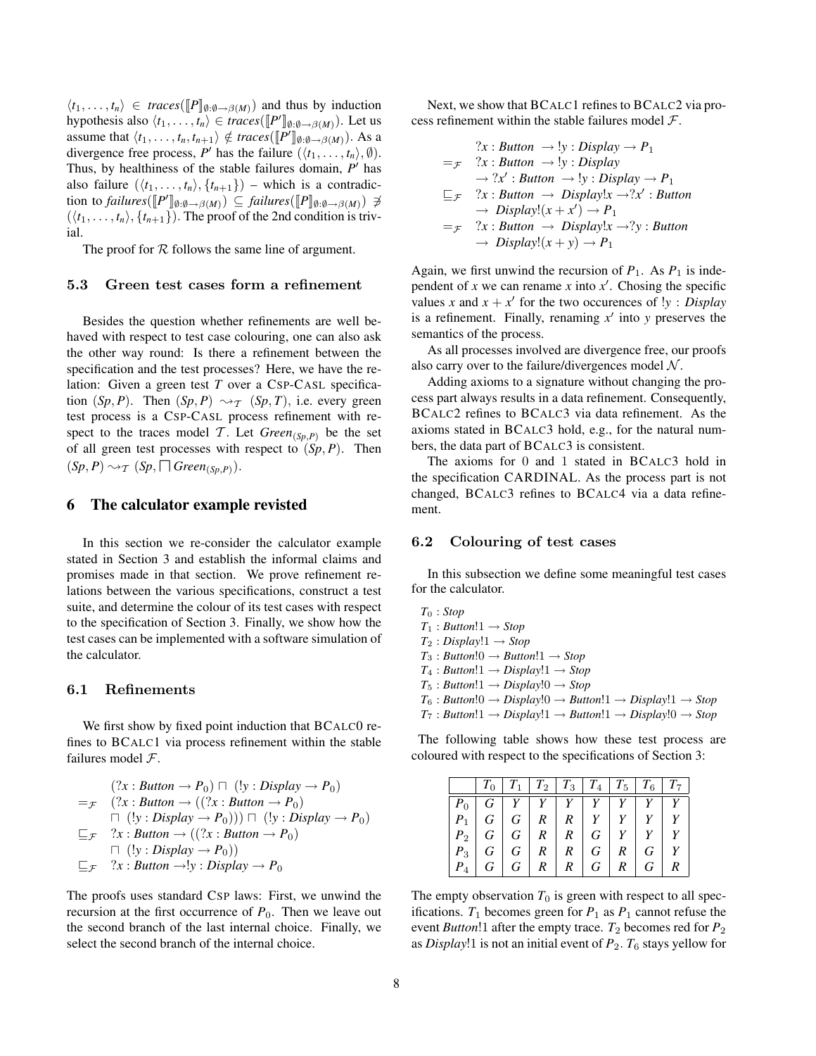$\langle t_1, \ldots, t_n \rangle \in \mathit{traces}([\![P]\!]_{\emptyset:\emptyset\to\beta(M)})$ and thus by induction hypothesis also $\langle t_1, \ldots, t_n \rangle \in \mathit{traces}([\![P']\!]_{\emptyset:\emptyset\to\beta(M)})$. Let us assume that $\langle t_1, \ldots, t_n, t_{n+1} \rangle \notin \mathit{traces}([\![P']\!]_{\emptyset:\emptyset\to\beta(M)})$. As a divergence free process, $P'$ has the failure $(\langle t_1, \ldots, t_n \rangle, \emptyset)$. Thus, by healthiness of the stable failures domain, $P'$ has also failure $(\langle t_1, \ldots, t_n \rangle, \{t_{n+1}\})$ – which is a contradiction to $\mathit{failures}([\![P']\!]_{\emptyset:\emptyset\to\beta(M)}) \subseteq \mathit{failures}([\![P]\!]_{\emptyset:\emptyset\to\beta(M)}) \not\ni (\langle t_1, \ldots, t_n \rangle, \{t_{n+1}\})$. The proof of the 2nd condition is trivial.

The proof for $\mathcal{R}$ follows the same line of argument.

### 5.3 Green test cases form a refinement

Besides the question whether refinements are well behaved with respect to test case colouring, one can also ask the other way round: Is there a refinement between the specification and the test processes? Here, we have the relation: Given a green test $T$ over a CSP-CASL specification $(Sp, P)$. Then $(Sp, P) \rightsquigarrow_{\mathcal{T}} (Sp, T)$, i.e. every green test process is a CSP-CASL process refinement with respect to the traces model $\mathcal{T}$. Let $\mathit{Green}_{(Sp,P)}$ be the set of all green test processes with respect to $(Sp, P)$. Then $(Sp, P) \rightsquigarrow_{\mathcal{T}} (Sp, \bigsqcap \mathit{Green}_{(Sp,P)})$.

## 6 The calculator example revisted

In this section we re-consider the calculator example stated in Section 3 and establish the informal claims and promises made in that section. We prove refinement relations between the various specifications, construct a test suite, and determine the colour of its test cases with respect to the specification of Section 3. Finally, we show how the test cases can be implemented with a software simulation of the calculator.

### 6.1 Refinements

We first show by fixed point induction that BCALC0 refines to BCALC1 via process refinement within the stable failures model $\mathcal{F}$.

$$
\begin{aligned}
& (?x : \mathit{Button} \to P_0) \sqcap (!y : \mathit{Display} \to P_0) \\
=_{\mathcal{F}} \quad & (?x : \mathit{Button} \to ((?x : \mathit{Button} \to P_0) \\
& \quad \sqcap (!y : \mathit{Display} \to P_0))) \sqcap (!y : \mathit{Display} \to P_0) \\
\sqsubseteq_{\mathcal{F}} \quad & ?x : \mathit{Button} \to ((?x : \mathit{Button} \to P_0) \\
& \quad \sqcap (!y : \mathit{Display} \to P_0)) \\
\sqsubseteq_{\mathcal{F}} \quad & ?x : \mathit{Button} \to !y : \mathit{Display} \to P_0
\end{aligned}
$$

The proofs uses standard CSP laws: First, we unwind the recursion at the first occurrence of $P_0$. Then we leave out the second branch of the last internal choice. Finally, we select the second branch of the internal choice.

Next, we show that BCALC1 refines to BCALC2 via process refinement within the stable failures model $\mathcal{F}$.

$$
\begin{aligned}
& ?x : \mathit{Button} \to !y : \mathit{Display} \to P_1 \\
=_{\mathcal{F}} \quad & ?x : \mathit{Button} \to !y : \mathit{Display} \\
& \to ?x' : \mathit{Button} \to !y : \mathit{Display} \to P_1 \\
\sqsubseteq_{\mathcal{F}} \quad & ?x : \mathit{Button} \to \mathit{Display}!x \to ?x' : \mathit{Button} \\
& \to \mathit{Display}!(x + x') \to P_1 \\
=_{\mathcal{F}} \quad & ?x : \mathit{Button} \to \mathit{Display}!x \to ?y : \mathit{Button} \\
& \to \mathit{Display}!(x + y) \to P_1
\end{aligned}
$$

Again, we first unwind the recursion of $P_1$. As $P_1$ is independent of $x$ we can rename $x$ into $x'$. Chosing the specific values $x$ and $x + x'$ for the two occurences of $!y : \mathit{Display}$ is a refinement. Finally, renaming $x'$ into $y$ preserves the semantics of the process.

As all processes involved are divergence free, our proofs also carry over to the failure/divergences model $\mathcal{N}$.

Adding axioms to a signature without changing the process part always results in a data refinement. Consequently, BCALC2 refines to BCALC3 via data refinement. As the axioms stated in BCALC3 hold, e.g., for the natural numbers, the data part of BCALC3 is consistent.

The axioms for 0 and 1 stated in BCALC3 hold in the specification CARDINAL. As the process part is not changed, BCALC3 refines to BCALC4 via a data refinement.

### 6.2 Colouring of test cases

In this subsection we define some meaningful test cases for the calculator.

$T_0$ : *Stop*
$T_1$ : $\mathit{Button}!1 \to \mathit{Stop}$
$T_2$ : $\mathit{Display}!1 \to \mathit{Stop}$
$T_3$ : $\mathit{Button}!0 \to \mathit{Button}!1 \to \mathit{Stop}$
$T_4$ : $\mathit{Button}!1 \to \mathit{Display}!1 \to \mathit{Stop}$
$T_5$ : $\mathit{Button}!1 \to \mathit{Display}!0 \to \mathit{Stop}$
$T_6$ : $\mathit{Button}!0 \to \mathit{Display}!0 \to \mathit{Button}!1 \to \mathit{Display}!1 \to \mathit{Stop}$
$T_7$ : $\mathit{Button}!1 \to \mathit{Display}!1 \to \mathit{Button}!1 \to \mathit{Display}!0 \to \mathit{Stop}$

The following table shows how these test process are coloured with respect to the specifications of Section 3:

| | $T_0$ | $T_1$ | $T_2$ | $T_3$ | $T_4$ | $T_5$ | $T_6$ | $T_7$ |
|---|---|---|---|---|---|---|---|---|
| $P_0$ | G | Y | Y | Y | Y | Y | Y | Y |
| $P_1$ | G | G | R | R | Y | Y | Y | Y |
| $P_2$ | G | G | R | R | G | Y | Y | Y |
| $P_3$ | G | G | R | R | G | R | G | Y |
| $P_4$ | G | G | R | R | G | R | G | R |

The empty observation $T_0$ is green with respect to all specifications. $T_1$ becomes green for $P_1$ as $P_1$ cannot refuse the event $\mathit{Button}!1$ after the empty trace. $T_2$ becomes red for $P_2$ as $\mathit{Display}!1$ is not an initial event of $P_2$. $T_6$ stays yellow for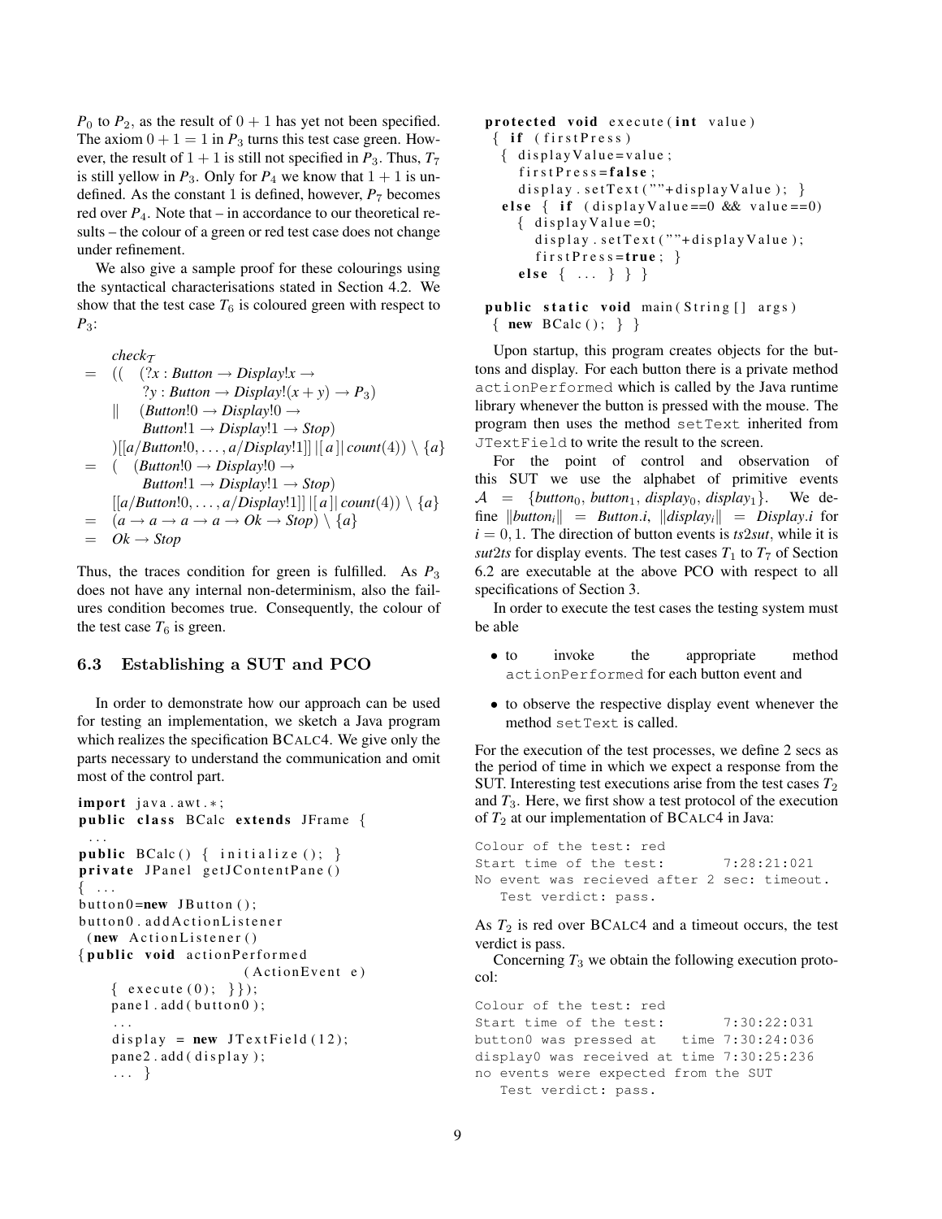$P_0$ to $P_2$, as the result of $0 + 1$ has yet not been specified. The axiom $0 + 1 = 1$ in $P_3$ turns this test case green. However, the result of $1 + 1$ is still not specified in $P_3$. Thus, $T_7$ is still yellow in $P_3$. Only for $P_4$ we know that $1 + 1$ is undefined. As the constant 1 is defined, however, $P_7$ becomes red over $P_4$. Note that – in accordance to our theoretical results – the colour of a green or red test case does not change under refinement.

We also give a sample proof for these colourings using the syntactical characterisations stated in Section 4.2. We show that the test case $T_6$ is coloured green with respect to $P_3$:

$$
\begin{aligned}
& \mathit{check}_{\mathcal{T}} \\
= \ & ((\ \ (?x : \mathit{Button} \rightarrow \mathit{Display}!x \rightarrow \\
& \qquad ?y : \mathit{Button} \rightarrow \mathit{Display}!(x + y) \rightarrow P_3) \\
& \ \ \ \| \ \ (\mathit{Button}!0 \rightarrow \mathit{Display}!0 \rightarrow \\
& \qquad \mathit{Button}!1 \rightarrow \mathit{Display}!1 \rightarrow \mathit{Stop}) \\
& \ )[[a/\mathit{Button}!0, \ldots, a/\mathit{Display}!1]] \, |[\, a \,]| \, \mathit{count}(4)) \setminus \{a\} \\
= \ & (\ \ \ (\mathit{Button}!0 \rightarrow \mathit{Display}!0 \rightarrow \\
& \qquad \mathit{Button}!1 \rightarrow \mathit{Display}!1 \rightarrow \mathit{Stop}) \\
& \ \ [[a/\mathit{Button}!0, \ldots, a/\mathit{Display}!1]] \, |[\, a \,]| \, \mathit{count}(4)) \setminus \{a\} \\
= \ & (a \rightarrow a \rightarrow a \rightarrow a \rightarrow \mathit{Ok} \rightarrow \mathit{Stop}) \setminus \{a\} \\
= \ & \mathit{Ok} \rightarrow \mathit{Stop}
\end{aligned}
$$

Thus, the traces condition for green is fulfilled. As $P_3$ does not have any internal non-determinism, also the failures condition becomes true. Consequently, the colour of the test case $T_6$ is green.

### 6.3 Establishing a SUT and PCO

In order to demonstrate how our approach can be used for testing an implementation, we sketch a Java program which realizes the specification BCALC4. We give only the parts necessary to understand the communication and omit most of the control part.

```
import java.awt.*;
public class BCalc extends JFrame {
  ...
public BCalc() { initialize(); }
private JPanel getJContentPane()
{ ...
button0=new JButton();
button0.addActionListener
 (new ActionListener()
{public void actionPerformed
                        (ActionEvent e)
    { execute(0); }});
    panel.add(button0);
    ...
    display = new JTextField(12);
    pane2.add(display);
    ... }

 protected void execute(int value)
  { if (firstPress)
   { displayValue=value;
     firstPress=false;
     display.setText(""+displayValue); }
   else { if (displayValue==0 && value==0)
     { displayValue=0;
       display.setText(""+displayValue);
       firstPress=true; }
     else { ... } } }

 public static void main(String[] args)
  { new BCalc(); } }
```

Upon startup, this program creates objects for the buttons and display. For each button there is a private method `actionPerformed` which is called by the Java runtime library whenever the button is pressed with the mouse. The program then uses the method `setText` inherited from `JTextField` to write the result to the screen.

For the point of control and observation of this SUT we use the alphabet of primitive events $\mathcal{A} = \{button_0, button_1, display_0, display_1\}$. We define $\|button_i\| = \mathit{Button}.i$, $\|display_i\| = \mathit{Display}.i$ for $i = 0, 1$. The direction of button events is $ts2sut$, while it is $sut2ts$ for display events. The test cases $T_1$ to $T_7$ of Section 6.2 are executable at the above PCO with respect to all specifications of Section 3.

In order to execute the test cases the testing system must be able

- to invoke the appropriate method `actionPerformed` for each button event and
- to observe the respective display event whenever the method `setText` is called.

For the execution of the test processes, we define 2 secs as the period of time in which we expect a response from the SUT. Interesting test executions arise from the test cases $T_2$ and $T_3$. Here, we first show a test protocol of the execution of $T_2$ at our implementation of BCALC4 in Java:

```
Colour of the test: red
Start time of the test:        7:28:21:021
No event was recieved after 2 sec: timeout.
   Test verdict: pass.
```

As $T_2$ is red over BCALC4 and a timeout occurs, the test verdict is pass.

Concerning $T_3$ we obtain the following execution protocol:

```
Colour of the test: red
Start time of the test:        7:30:22:031
button0 was pressed at   time 7:30:24:036
display0 was received at time 7:30:25:236
no events were expected from the SUT
   Test verdict: pass.
```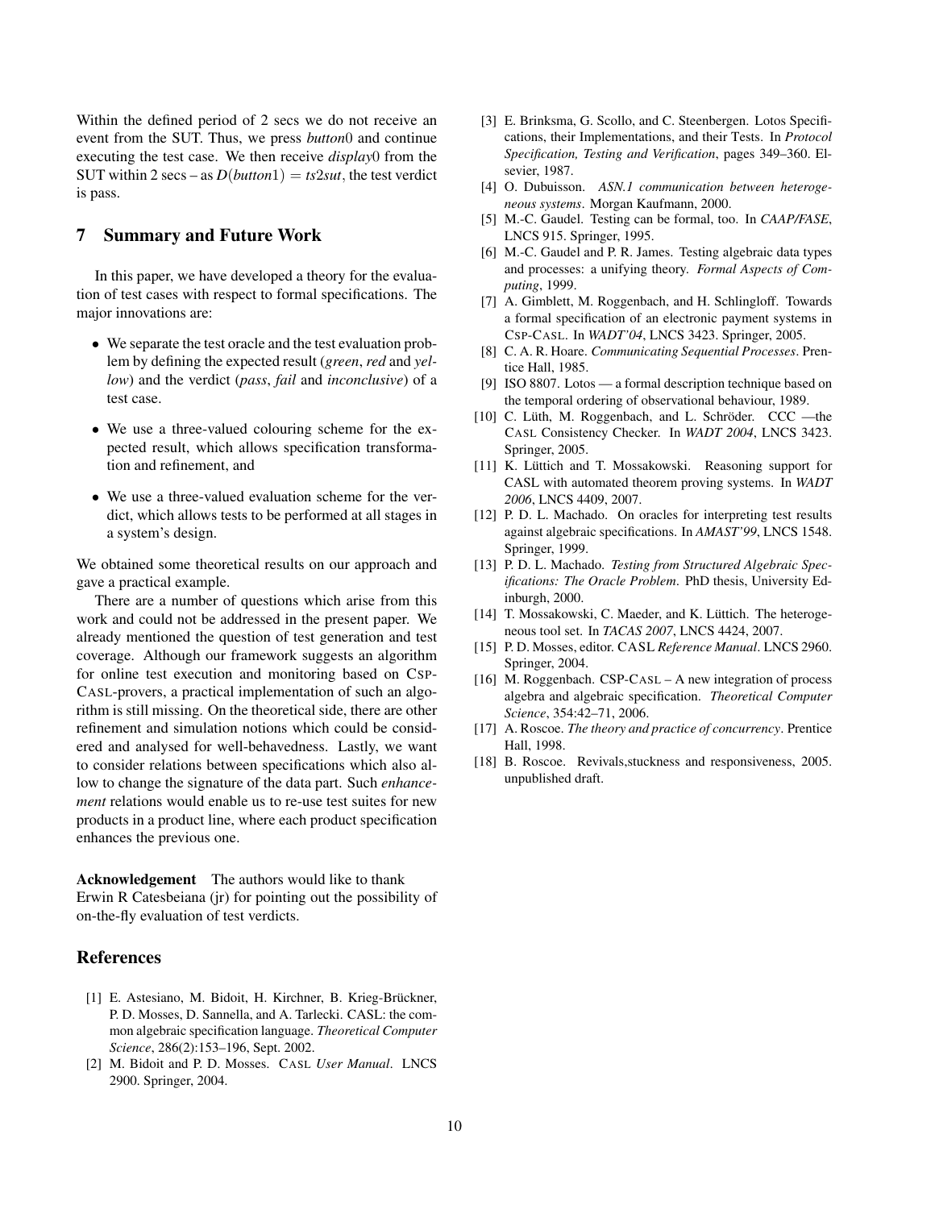Within the defined period of 2 secs we do not receive an event from the SUT. Thus, we press *button*0 and continue executing the test case. We then receive *display*0 from the SUT within 2 secs – as $D(button1) = ts2sut$, the test verdict is pass.

## 7 Summary and Future Work

In this paper, we have developed a theory for the evaluation of test cases with respect to formal specifications. The major innovations are:

- We separate the test oracle and the test evaluation problem by defining the expected result (*green*, *red* and *yellow*) and the verdict (*pass*, *fail* and *inconclusive*) of a test case.
- We use a three-valued colouring scheme for the expected result, which allows specification transformation and refinement, and
- We use a three-valued evaluation scheme for the verdict, which allows tests to be performed at all stages in a system's design.

We obtained some theoretical results on our approach and gave a practical example.

There are a number of questions which arise from this work and could not be addressed in the present paper. We already mentioned the question of test generation and test coverage. Although our framework suggests an algorithm for online test execution and monitoring based on CSP-CASL-provers, a practical implementation of such an algorithm is still missing. On the theoretical side, there are other refinement and simulation notions which could be considered and analysed for well-behavedness. Lastly, we want to consider relations between specifications which also allow to change the signature of the data part. Such *enhancement* relations would enable us to re-use test suites for new products in a product line, where each product specification enhances the previous one.

**Acknowledgement** The authors would like to thank Erwin R Catesbeiana (jr) for pointing out the possibility of on-the-fly evaluation of test verdicts.

## References

[1] E. Astesiano, M. Bidoit, H. Kirchner, B. Krieg-Brückner, P. D. Mosses, D. Sannella, and A. Tarlecki. CASL: the common algebraic specification language. *Theoretical Computer Science*, 286(2):153–196, Sept. 2002.

[2] M. Bidoit and P. D. Mosses. CASL *User Manual*. LNCS 2900. Springer, 2004.

[3] E. Brinksma, G. Scollo, and C. Steenbergen. Lotos Specifications, their Implementations, and their Tests. In *Protocol Specification, Testing and Verification*, pages 349–360. Elsevier, 1987.

[4] O. Dubuisson. *ASN.1 communication between heterogeneous systems*. Morgan Kaufmann, 2000.

[5] M.-C. Gaudel. Testing can be formal, too. In *CAAP/FASE*, LNCS 915. Springer, 1995.

[6] M.-C. Gaudel and P. R. James. Testing algebraic data types and processes: a unifying theory. *Formal Aspects of Computing*, 1999.

[7] A. Gimblett, M. Roggenbach, and H. Schlingloff. Towards a formal specification of an electronic payment systems in CSP-CASL. In *WADT'04*, LNCS 3423. Springer, 2005.

[8] C. A. R. Hoare. *Communicating Sequential Processes*. Prentice Hall, 1985.

[9] ISO 8807. Lotos — a formal description technique based on the temporal ordering of observational behaviour, 1989.

[10] C. Lüth, M. Roggenbach, and L. Schröder. CCC —the CASL Consistency Checker. In *WADT 2004*, LNCS 3423. Springer, 2005.

[11] K. Lüttich and T. Mossakowski. Reasoning support for CASL with automated theorem proving systems. In *WADT 2006*, LNCS 4409, 2007.

[12] P. D. L. Machado. On oracles for interpreting test results against algebraic specifications. In *AMAST'99*, LNCS 1548. Springer, 1999.

[13] P. D. L. Machado. *Testing from Structured Algebraic Specifications: The Oracle Problem*. PhD thesis, University Edinburgh, 2000.

[14] T. Mossakowski, C. Maeder, and K. Lüttich. The heterogeneous tool set. In *TACAS 2007*, LNCS 4424, 2007.

[15] P. D. Mosses, editor. CASL *Reference Manual*. LNCS 2960. Springer, 2004.

[16] M. Roggenbach. CSP-CASL – A new integration of process algebra and algebraic specification. *Theoretical Computer Science*, 354:42–71, 2006.

[17] A. Roscoe. *The theory and practice of concurrency*. Prentice Hall, 1998.

[18] B. Roscoe. Revivals,stuckness and responsiveness, 2005. unpublished draft.